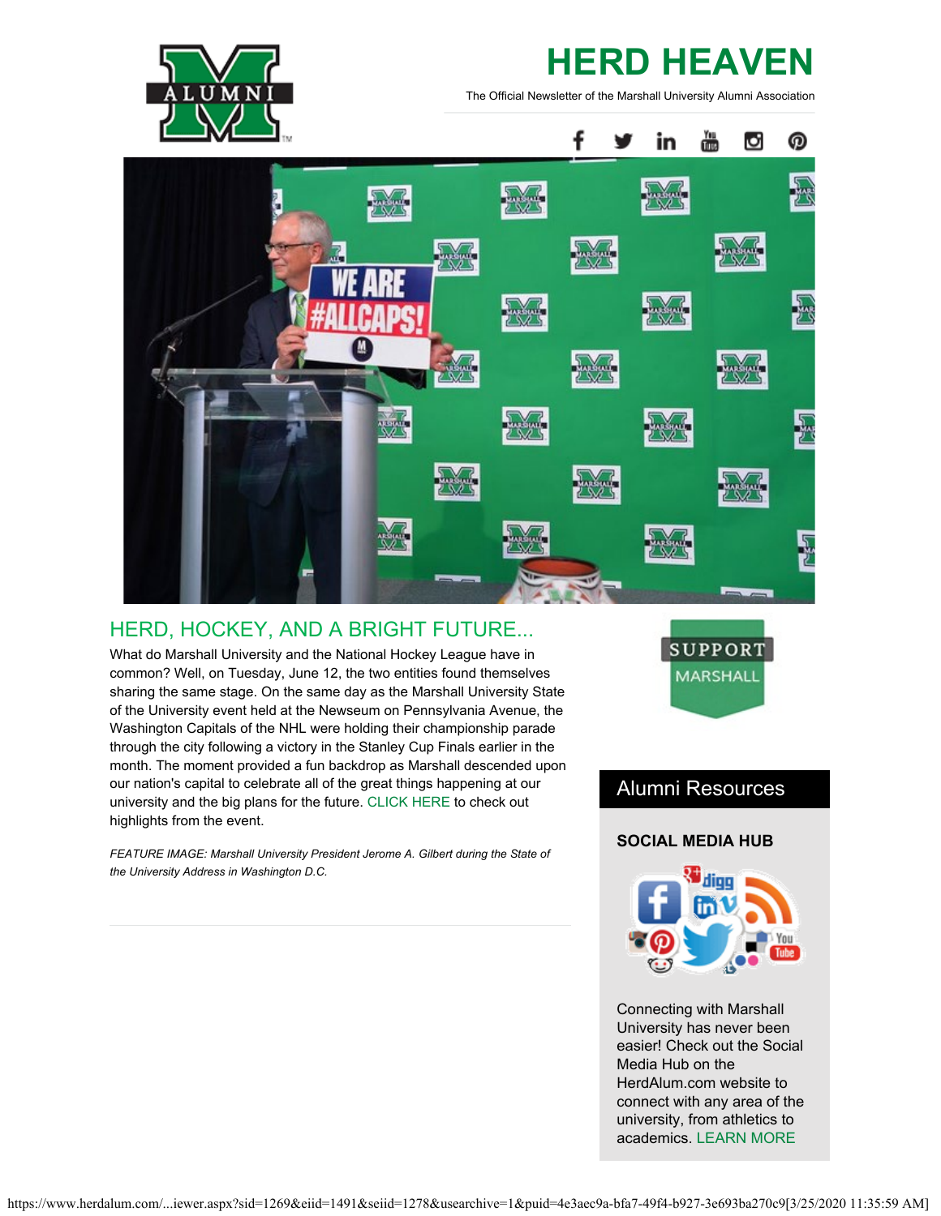# HERD HEAVEN

The Official Newsletter of the Marshall University Alumni Association

## HERD, HOCKEY, AND A BRIGHT FUTURE...

What do Marshall University and the National Hockey League have in common? Well, on Tuesday, June 12, the two entities found themselves sharing the same stage. On the same day as the Marshall University State of the University event held at the Newseum on Pennsylvania Avenue, the Washington Capitals of the NHL were holding their championship parade through the city following a victory in the Stanley Cup Finals earlier in the month. The moment provided a fun backdrop as Marshall descended upon our nation's capital to celebrate all of the great things happening at our university and the big plans for the future. CLICK HERE to check out highlights from the event.

*FEATURE IMAGE: Marshall University President Jerome A. Gilbert during the State of the University Address in Washington D.C.*

SUPPORT MARSHALL

## Alumni Resources

### SOCIAL MEDIA HUB

Connecting with Marshall University has never been easier! Check out the Social Media Hub on the HerdAlum.com website to connect with any area of the university, from athletics to academics. LEARN MORE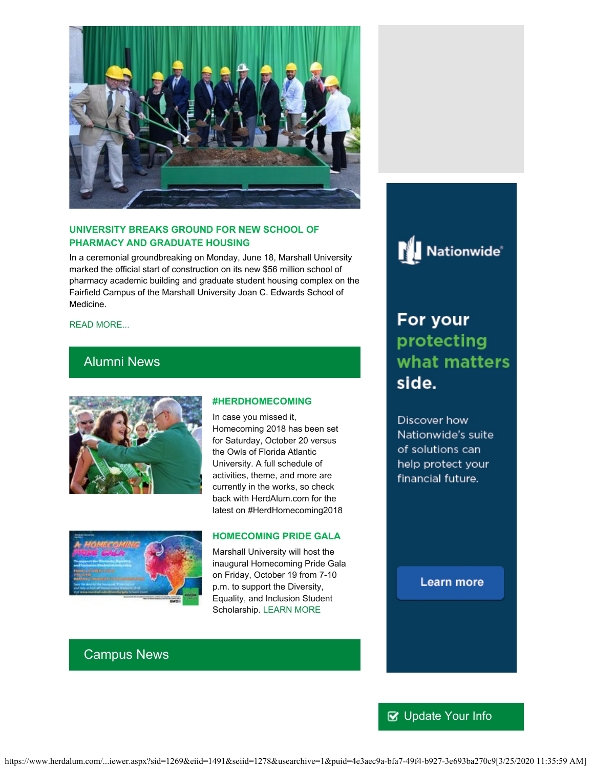### UNIVERSITY BREAKS GROUND FOR NEW SCHOOL OF PHARMACY AND GRADUATE HOUSING

In a ceremonial groundbreaking on Monday, June 18, Marshall University marked the official start of construction on its new $56 million school of pharmacy academic building and graduate student housing complex on the Fairfield Campus of the Marshall University Joan C. Edwards School of Medicine.

READ MORE...

## Alumni News

### #HERDHOMECOMING

In case you missed it, Homecoming 2018 has been set for Saturday, October 20 versus the Owls of Florida Atlantic University. A full schedule of activities, theme, and more are currently in the works, so check back with HerdAlum.com for the latest on #HerdHomecoming2018

### HOMECOMING PRIDE GALA

Marshall University will host the inaugural Homecoming Pride Gala on Friday, October 19 from 7-10 p.m. to support the Diversity, Equality, and Inclusion Student Scholarship. LEARN MORE

## Campus News

Nationwide

For your protecting what matters side.

Discover how Nationwide's suite of solutions can help protect your financial future.

Learn more

Update Your Info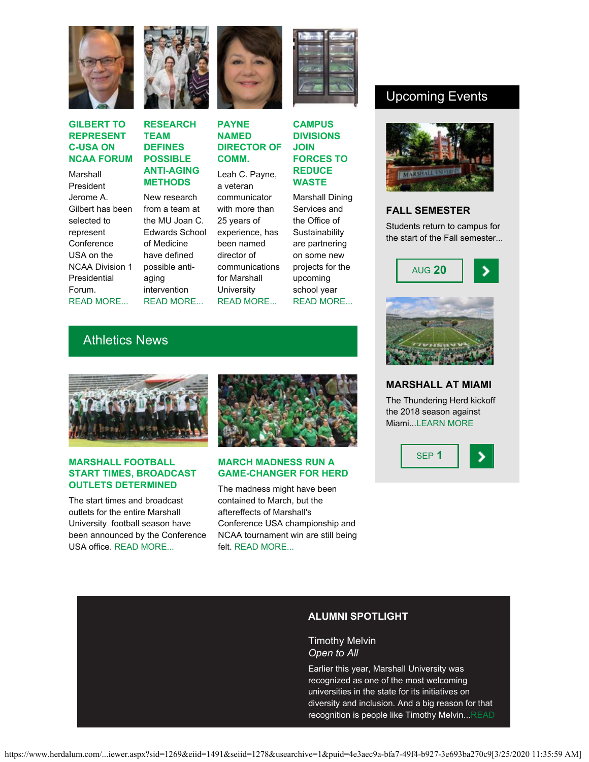### GILBERT TO REPRESENT C-USA ON NCAA FORUM

Marshall President Jerome A. Gilbert has been selected to represent Conference USA on the NCAA Division 1 Presidential Forum. READ MORE...

### RESEARCH TEAM DEFINES POSSIBLE ANTI-AGING METHODS

New research from a team at the MU Joan C. Edwards School of Medicine have defined possible anti-aging intervention READ MORE...

### PAYNE NAMED DIRECTOR OF COMM.

Leah C. Payne, a veteran communicator with more than 25 years of experience, has been named director of communications for Marshall University READ MORE...

### CAMPUS DIVISIONS JOIN FORCES TO REDUCE WASTE

Marshall Dining Services and the Office of Sustainability are partnering on some new projects for the upcoming school year READ MORE...

## Athletics News

### MARSHALL FOOTBALL START TIMES, BROADCAST OUTLETS DETERMINED

The start times and broadcast outlets for the entire Marshall University football season have been announced by the Conference USA office. READ MORE...

### MARCH MADNESS RUN A GAME-CHANGER FOR HERD

The madness might have been contained to March, but the aftereffects of Marshall's Conference USA championship and NCAA tournament win are still being felt. READ MORE...

## Upcoming Events

### FALL SEMESTER

Students return to campus for the start of the Fall semester...

AUG **20**

### MARSHALL AT MIAMI

The Thundering Herd kickoff the 2018 season against Miami...LEARN MORE

SEP **1**

### ALUMNI SPOTLIGHT

Timothy Melvin
*Open to All*

Earlier this year, Marshall University was recognized as one of the most welcoming universities in the state for its initiatives on diversity and inclusion. And a big reason for that recognition is people like Timothy Melvin...READ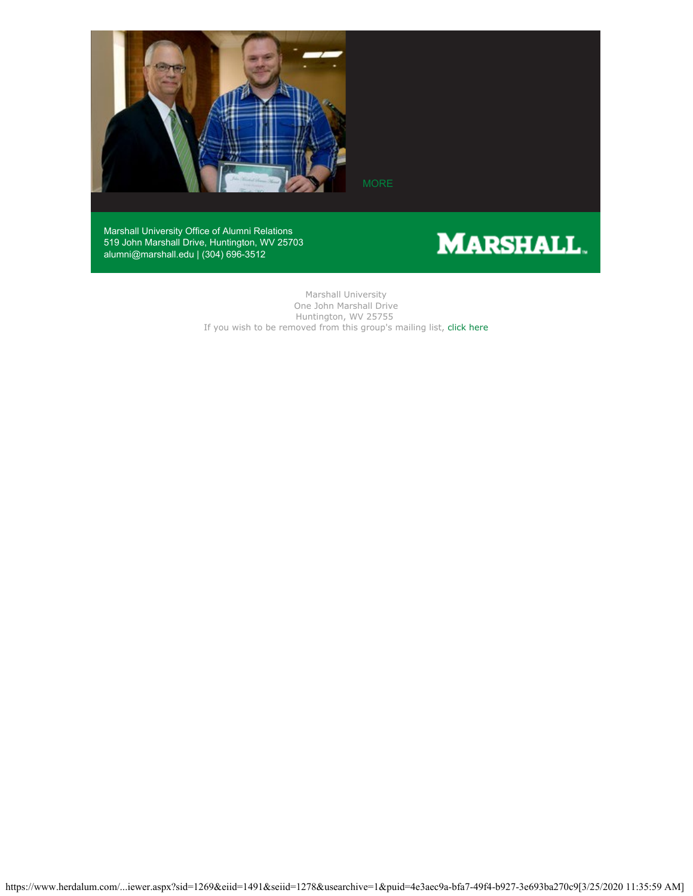MORE

Marshall University Office of Alumni Relations
519 John Marshall Drive, Huntington, WV 25703
alumni@marshall.edu | (304) 696-3512

MARSHALL

Marshall University
One John Marshall Drive
Huntington, WV 25755
If you wish to be removed from this group's mailing list, click here